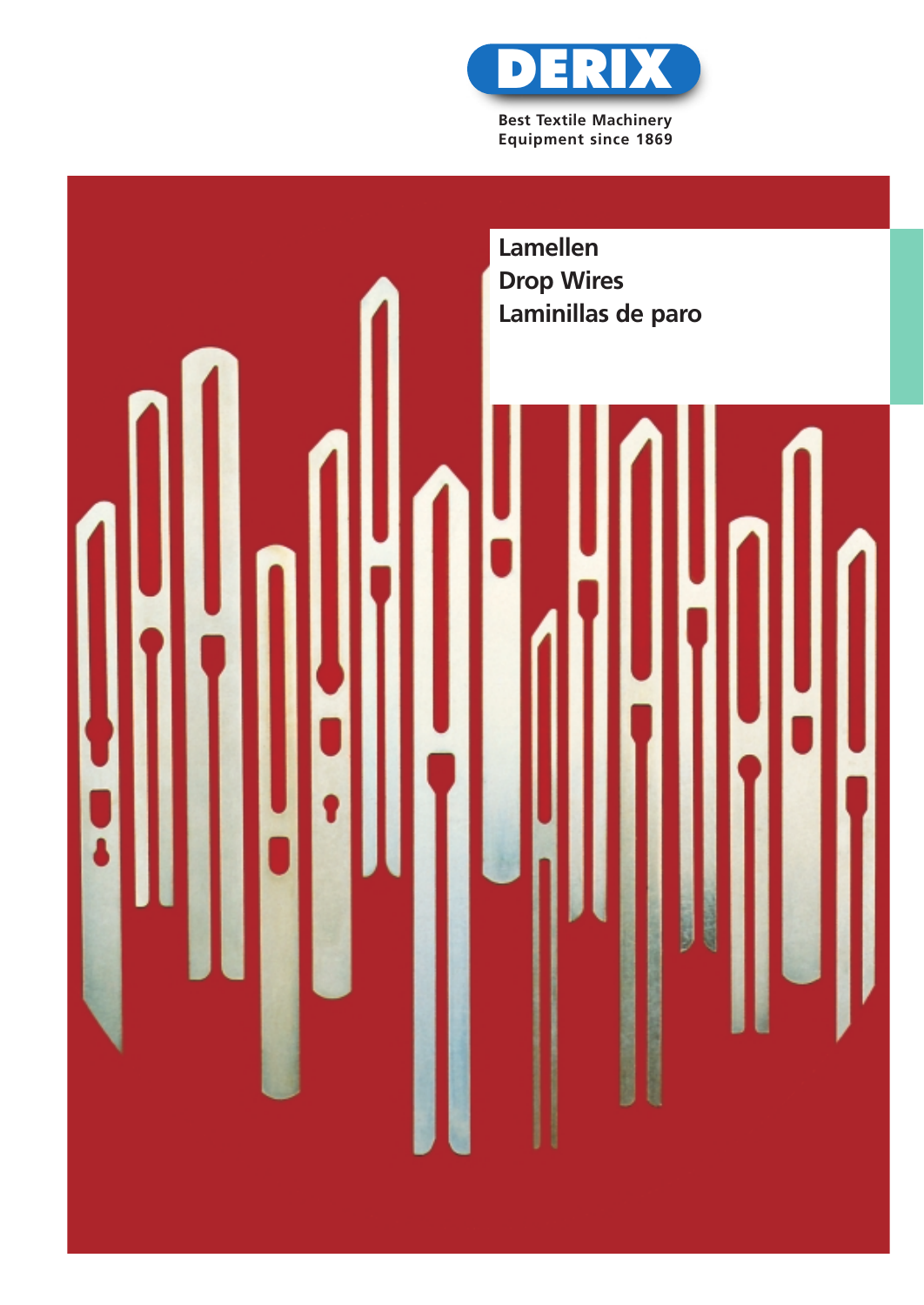DERIX

Best Textile Machinery
Equipment since 1869

# Lamellen
# Drop Wires
# Laminillas de paro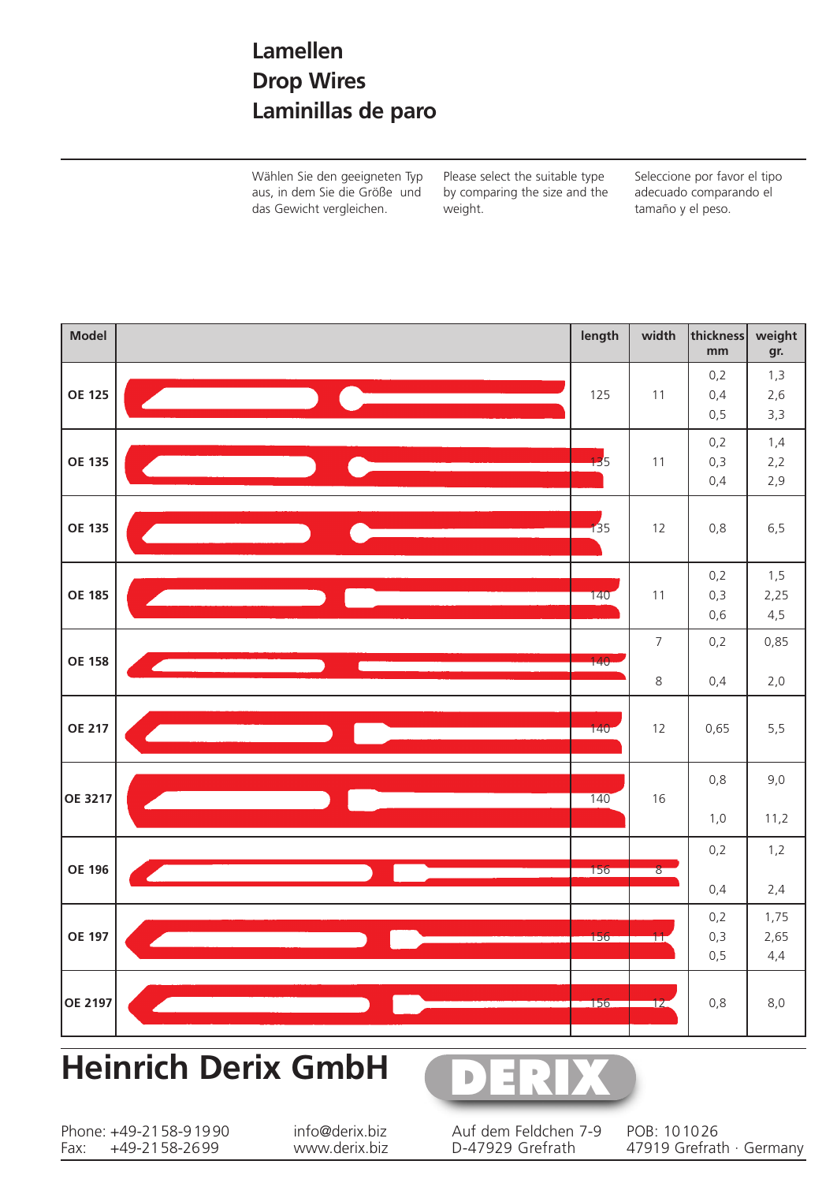# Lamellen
# Drop Wires
# Laminillas de paro

Wählen Sie den geeigneten Typ aus, in dem Sie die Größe und das Gewicht vergleichen.

Please select the suitable type by comparing the size and the weight.

Seleccione por favor el tipo adecuado comparando el tamaño y el peso.

| Model | | length | width | thickness mm | weight gr. |
|---|---|---|---|---|---|
| OE 125 | | 125 | 11 | 0,2<br>0,4<br>0,5 | 1,3<br>2,6<br>3,3 |
| OE 135 | | 135 | 11 | 0,2<br>0,3<br>0,4 | 1,4<br>2,2<br>2,9 |
| OE 135 | | 135 | 12 | 0,8 | 6,5 |
| OE 185 | | 140 | 11 | 0,2<br>0,3<br>0,6 | 1,5<br>2,25<br>4,5 |
| OE 158 | | 140 | 7<br>8 | 0,2<br>0,4 | 0,85<br>2,0 |
| OE 217 | | 140 | 12 | 0,65 | 5,5 |
| OE 3217 | | 140 | 16 | 0,8<br>1,0 | 9,0<br>11,2 |
| OE 196 | | 156 | 8 | 0,2<br>0,4 | 1,2<br>2,4 |
| OE 197 | | 156 | 11 | 0,2<br>0,3<br>0,5 | 1,75<br>2,65<br>4,4 |
| OE 2197 | | 156 | 12 | 0,8 | 8,0 |

## Heinrich Derix GmbH

DERIX

Phone: +49-2158-91990
Fax: +49-2158-2699

info@derix.biz
www.derix.biz

Auf dem Feldchen 7-9
D-47929 Grefrath

POB: 101026
47919 Grefrath · Germany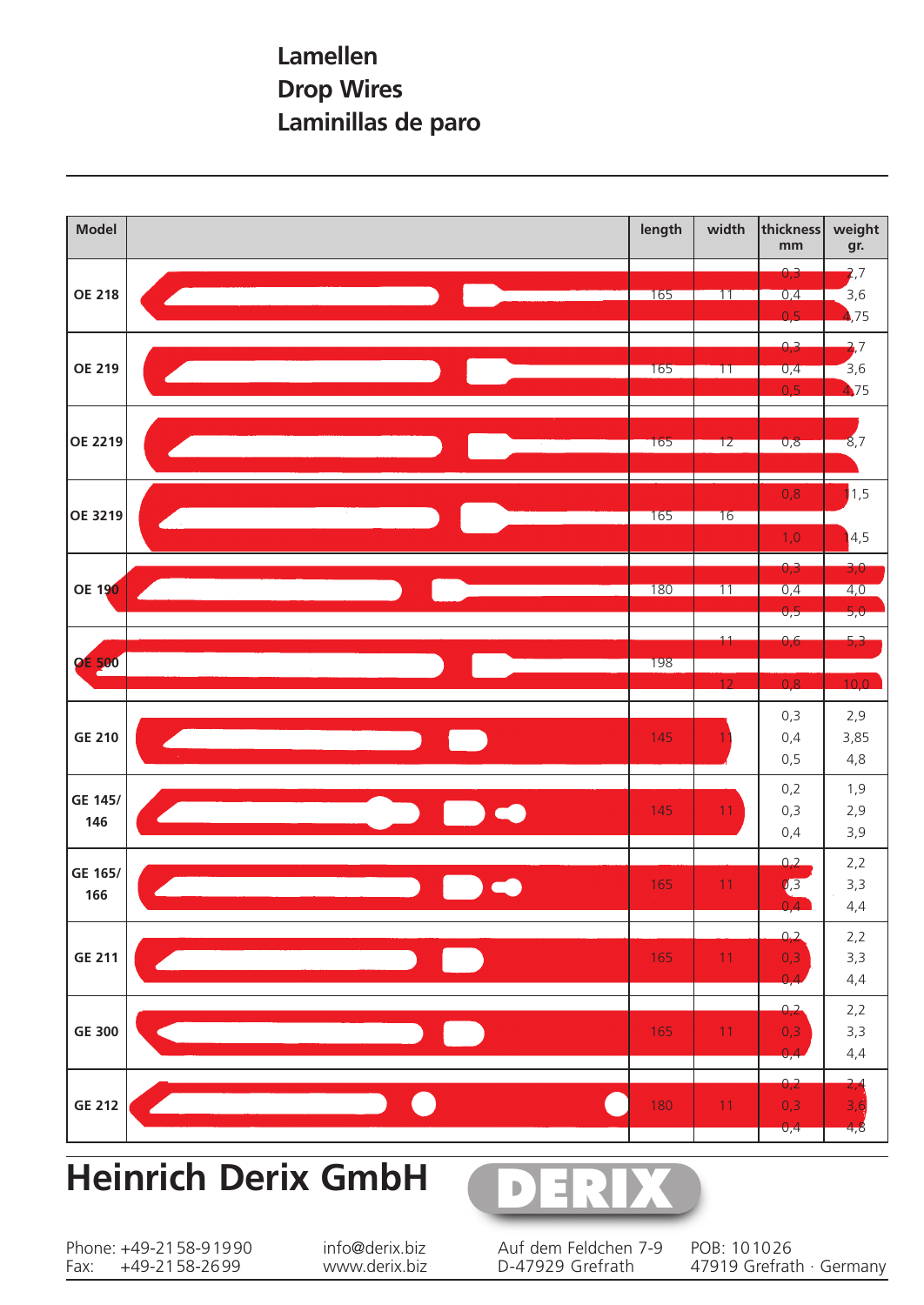# Lamellen
# Drop Wires
# Laminillas de paro

| Model | | length | width | thickness mm | weight gr. |
|---|---|---|---|---|---|
| OE 218 | | 165 | 11 | 0,3<br>0,4<br>0,5 | 2,7<br>3,6<br>4,75 |
| OE 219 | | 165 | 11 | 0,3<br>0,4<br>0,5 | 2,7<br>3,6<br>4,75 |
| OE 2219 | | 165 | 12 | 0,8 | 8,7 |
| OE 3219 | | 165 | 16 | 0,8<br>1,0 | 11,5<br>14,5 |
| OE 190 | | 180 | 11 | 0,3<br>0,4<br>0,5 | 3,0<br>4,0<br>5,0 |
| OE 500 | | 198 | 11<br>12 | 0,6<br>0,8 | 5,3<br>10,0 |
| GE 210 | | 145 | 11 | 0,3<br>0,4<br>0,5 | 2,9<br>3,85<br>4,8 |
| GE 145/ 146 | | 145 | 11 | 0,2<br>0,3<br>0,4 | 1,9<br>2,9<br>3,9 |
| GE 165/ 166 | | 165 | 11 | 0,2<br>0,3<br>0,4 | 2,2<br>3,3<br>4,4 |
| GE 211 | | 165 | 11 | 0,2<br>0,3<br>0,4 | 2,2<br>3,3<br>4,4 |
| GE 300 | | 165 | 11 | 0,2<br>0,3<br>0,4 | 2,2<br>3,3<br>4,4 |
| GE 212 | | 180 | 11 | 0,2<br>0,3<br>0,4 | 2,4<br>3,6<br>4,8 |

## Heinrich Derix GmbH

DERIX

Phone: +49-2158-91990
Fax: +49-2158-2699

info@derix.biz
www.derix.biz

Auf dem Feldchen 7-9
D-47929 Grefrath

POB: 101026
47919 Grefrath · Germany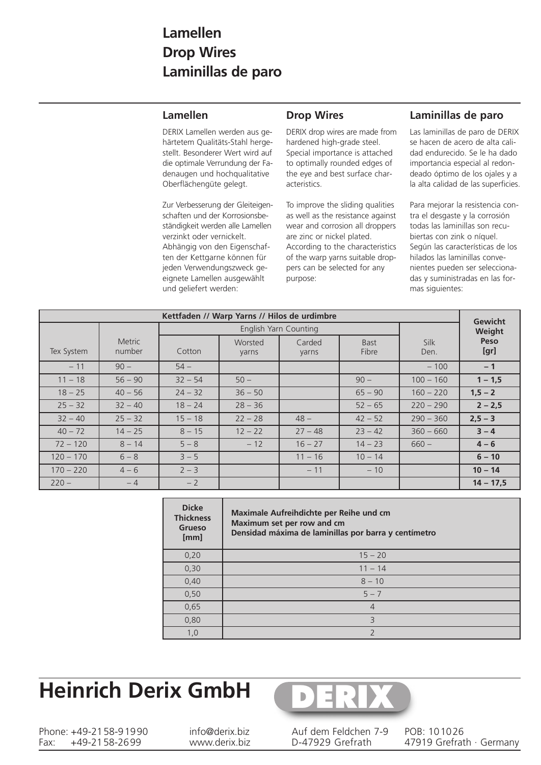# Lamellen
# Drop Wires
# Laminillas de paro

### Lamellen

DERIX Lamellen werden aus gehärtetem Qualitäts-Stahl hergestellt. Besonderer Wert wird auf die optimale Verrundung der Fadenaugen und hochqualitative Oberflächengüte gelegt.

Zur Verbesserung der Gleiteigenschaften und der Korrosionsbeständigkeit werden alle Lamellen verzinkt oder vernickelt. Abhängig von den Eigenschaften der Kettgarne können für jeden Verwendungszweck geeignete Lamellen ausgewählt und geliefert werden:

### Drop Wires

DERIX drop wires are made from hardened high-grade steel. Special importance is attached to optimally rounded edges of the eye and best surface characteristics.

To improve the sliding qualities as well as the resistance against wear and corrosion all droppers are zinc or nickel plated. According to the characteristics of the warp yarns suitable droppers can be selected for any purpose:

### Laminillas de paro

Las laminillas de paro de DERIX se hacen de acero de alta calidad endurecido. Se le ha dado importancia especial al redondeado óptimo de los ojales y a la alta calidad de las superficies.

Para mejorar la resistencia contra el desgaste y la corrosión todas las laminillas son recubiertas con zink o níquel. Según las características de los hilados las laminillas convenientes pueden ser seleccionadas y suministradas en las formas siguientes:

| Kettfaden // Warp Yarns // Hilos de urdimbre | | | | | | | **Gewicht Weight Peso [gr]** |
|---|---|---|---|---|---|---|---|
| | | English Yarn Counting | | | | | |
| Tex System | Metric number | Cotton | Worsted yarns | Carded yarns | Bast Fibre | Silk Den. | |
| – 11 | 90 – | 54 – | | | | – 100 | **– 1** |
| 11 – 18 | 56 – 90 | 32 – 54 | 50 – | | 90 – | 100 – 160 | **1 – 1,5** |
| 18 – 25 | 40 – 56 | 24 – 32 | 36 – 50 | | 65 – 90 | 160 – 220 | **1,5 – 2** |
| 25 – 32 | 32 – 40 | 18 – 24 | 28 – 36 | | 52 – 65 | 220 – 290 | **2 – 2,5** |
| 32 – 40 | 25 – 32 | 15 – 18 | 22 – 28 | 48 – | 42 – 52 | 290 – 360 | **2,5 – 3** |
| 40 – 72 | 14 – 25 | 8 – 15 | 12 – 22 | 27 – 48 | 23 – 42 | 360 – 660 | **3 – 4** |
| 72 – 120 | 8 – 14 | 5 – 8 | – 12 | 16 – 27 | 14 – 23 | 660 – | **4 – 6** |
| 120 – 170 | 6 – 8 | 3 – 5 | | 11 – 16 | 10 – 14 | | **6 – 10** |
| 170 – 220 | 4 – 6 | 2 – 3 | | – 11 | – 10 | | **10 – 14** |
| 220 – | – 4 | – 2 | | | | | **14 – 17,5** |

| **Dicke Thickness Grueso [mm]** | **Maximale Aufreihdichte per Reihe und cm Maximum set per row and cm Densidad máxima de laminillas por barra y centímetro** |
|---|---|
| 0,20 | 15 – 20 |
| 0,30 | 11 – 14 |
| 0,40 | 8 – 10 |
| 0,50 | 5 – 7 |
| 0,65 | 4 |
| 0,80 | 3 |
| 1,0 | 2 |

# Heinrich Derix GmbH

DERIX

Phone: +49-2158-91990
Fax: +49-2158-2699

info@derix.biz
www.derix.biz

Auf dem Feldchen 7-9
D-47929 Grefrath

POB: 101026
47919 Grefrath · Germany